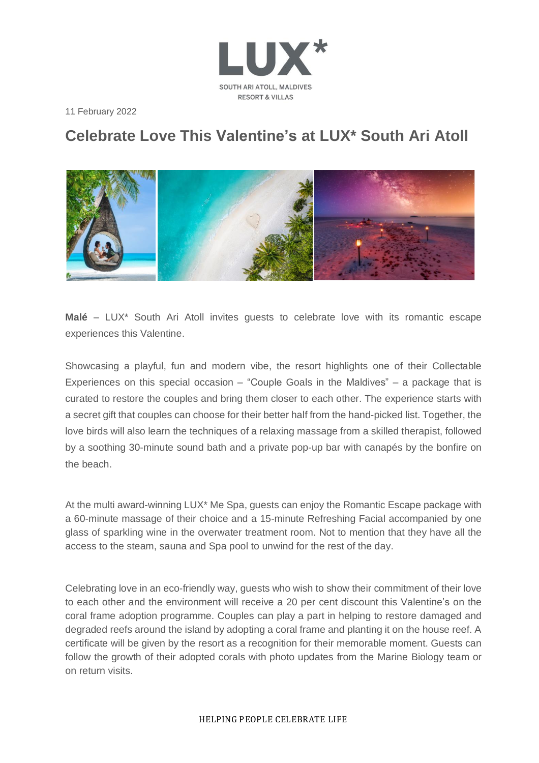11 February 2022

# Celebrate Love This Valentine's at LUX* South Ari Atoll

**Malé** – LUX* South Ari Atoll invites guests to celebrate love with its romantic escape experiences this Valentine.

Showcasing a playful, fun and modern vibe, the resort highlights one of their Collectable Experiences on this special occasion – "Couple Goals in the Maldives" – a package that is curated to restore the couples and bring them closer to each other. The experience starts with a secret gift that couples can choose for their better half from the hand-picked list. Together, the love birds will also learn the techniques of a relaxing massage from a skilled therapist, followed by a soothing 30-minute sound bath and a private pop-up bar with canapés by the bonfire on the beach.

At the multi award-winning LUX* Me Spa, guests can enjoy the Romantic Escape package with a 60-minute massage of their choice and a 15-minute Refreshing Facial accompanied by one glass of sparkling wine in the overwater treatment room. Not to mention that they have all the access to the steam, sauna and Spa pool to unwind for the rest of the day.

Celebrating love in an eco-friendly way, guests who wish to show their commitment of their love to each other and the environment will receive a 20 per cent discount this Valentine's on the coral frame adoption programme. Couples can play a part in helping to restore damaged and degraded reefs around the island by adopting a coral frame and planting it on the house reef. A certificate will be given by the resort as a recognition for their memorable moment. Guests can follow the growth of their adopted corals with photo updates from the Marine Biology team or on return visits.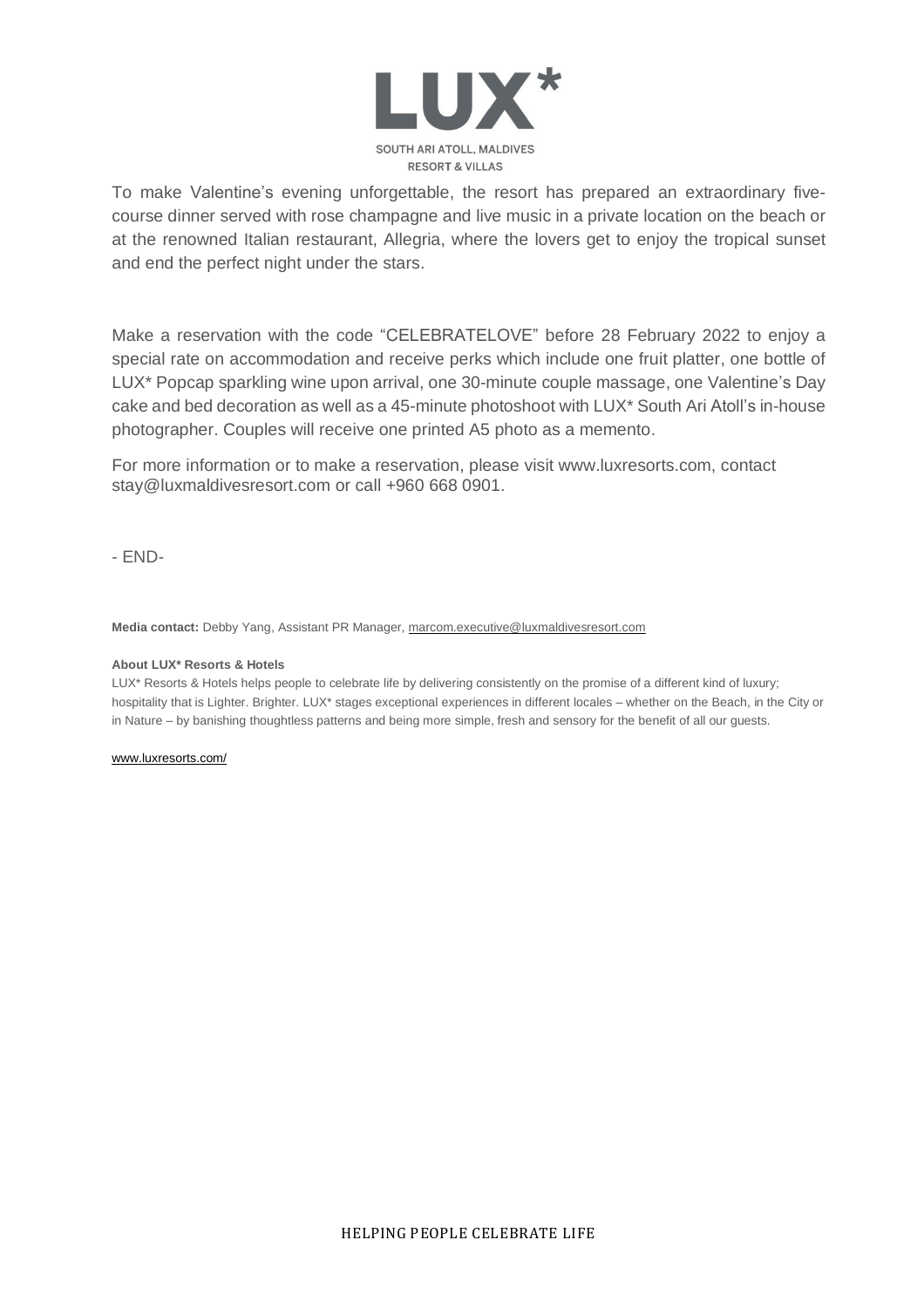To make Valentine's evening unforgettable, the resort has prepared an extraordinary five-course dinner served with rose champagne and live music in a private location on the beach or at the renowned Italian restaurant, Allegria, where the lovers get to enjoy the tropical sunset and end the perfect night under the stars.

Make a reservation with the code "CELEBRATELOVE" before 28 February 2022 to enjoy a special rate on accommodation and receive perks which include one fruit platter, one bottle of LUX* Popcap sparkling wine upon arrival, one 30-minute couple massage, one Valentine's Day cake and bed decoration as well as a 45-minute photoshoot with LUX* South Ari Atoll's in-house photographer. Couples will receive one printed A5 photo as a memento.

For more information or to make a reservation, please visit www.luxresorts.com, contact stay@luxmaldivesresort.com or call +960 668 0901.

- END-

**Media contact:** Debby Yang, Assistant PR Manager, marcom.executive@luxmaldivesresort.com

**About LUX* Resorts & Hotels**

LUX* Resorts & Hotels helps people to celebrate life by delivering consistently on the promise of a different kind of luxury; hospitality that is Lighter. Brighter. LUX* stages exceptional experiences in different locales – whether on the Beach, in the City or in Nature – by banishing thoughtless patterns and being more simple, fresh and sensory for the benefit of all our guests.

www.luxresorts.com/